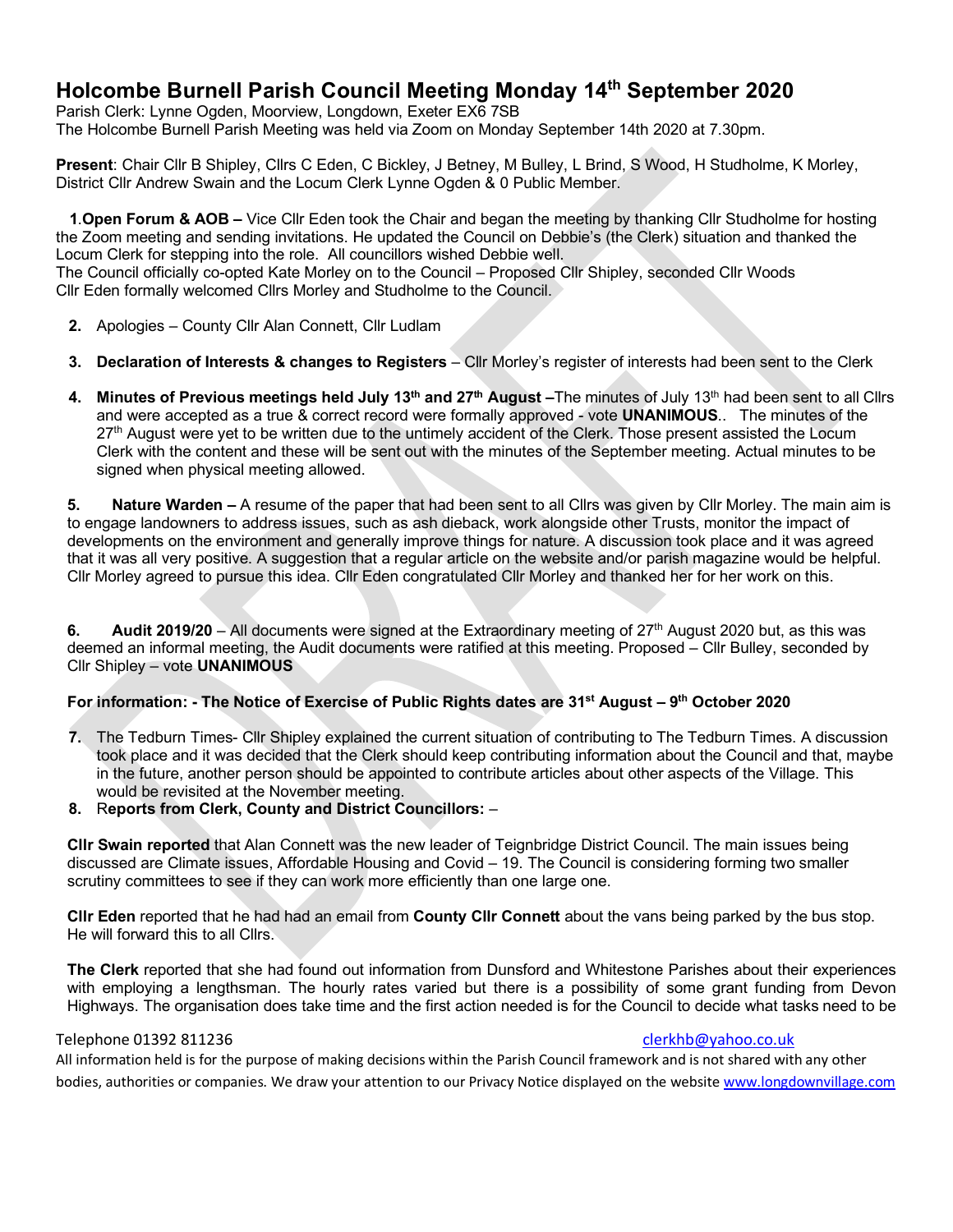# Holcombe Burnell Parish Council Meeting Monday 14th September 2020

Parish Clerk: Lynne Ogden, Moorview, Longdown, Exeter EX6 7SB
The Holcombe Burnell Parish Meeting was held via Zoom on Monday September 14th 2020 at 7.30pm.

**Present**: Chair Cllr B Shipley, Cllrs C Eden, C Bickley, J Betney, M Bulley, L Brind, S Wood, H Studholme, K Morley, District Cllr Andrew Swain and the Locum Clerk Lynne Ogden & 0 Public Member.

**1**.**Open Forum & AOB –** Vice Cllr Eden took the Chair and began the meeting by thanking Cllr Studholme for hosting the Zoom meeting and sending invitations. He updated the Council on Debbie's (the Clerk) situation and thanked the Locum Clerk for stepping into the role. All councillors wished Debbie well.
The Council officially co-opted Kate Morley on to the Council – Proposed Cllr Shipley, seconded Cllr Woods
Cllr Eden formally welcomed Cllrs Morley and Studholme to the Council.

2. Apologies – County Cllr Alan Connett, Cllr Ludlam

3. **Declaration of Interests & changes to Registers** – Cllr Morley's register of interests had been sent to the Clerk

4. **Minutes of Previous meetings held July 13th and 27th August –**The minutes of July 13th had been sent to all Cllrs and were accepted as a true & correct record were formally approved - vote **UNANIMOUS**.. The minutes of the 27th August were yet to be written due to the untimely accident of the Clerk. Those present assisted the Locum Clerk with the content and these will be sent out with the minutes of the September meeting. Actual minutes to be signed when physical meeting allowed.

5. **Nature Warden –** A resume of the paper that had been sent to all Cllrs was given by Cllr Morley. The main aim is to engage landowners to address issues, such as ash dieback, work alongside other Trusts, monitor the impact of developments on the environment and generally improve things for nature. A discussion took place and it was agreed that it was all very positive. A suggestion that a regular article on the website and/or parish magazine would be helpful. Cllr Morley agreed to pursue this idea. Cllr Eden congratulated Cllr Morley and thanked her for her work on this.

6. **Audit 2019/20** – All documents were signed at the Extraordinary meeting of 27th August 2020 but, as this was deemed an informal meeting, the Audit documents were ratified at this meeting. Proposed – Cllr Bulley, seconded by Cllr Shipley – vote **UNANIMOUS**

**For information: - The Notice of Exercise of Public Rights dates are 31st August – 9th October 2020**

7. The Tedburn Times- Cllr Shipley explained the current situation of contributing to The Tedburn Times. A discussion took place and it was decided that the Clerk should keep contributing information about the Council and that, maybe in the future, another person should be appointed to contribute articles about other aspects of the Village. This would be revisited at the November meeting.
8. **Reports from Clerk, County and District Councillors:** –

**Cllr Swain reported** that Alan Connett was the new leader of Teignbridge District Council. The main issues being discussed are Climate issues, Affordable Housing and Covid – 19. The Council is considering forming two smaller scrutiny committees to see if they can work more efficiently than one large one.

**Cllr Eden** reported that he had had an email from **County Cllr Connett** about the vans being parked by the bus stop. He will forward this to all Cllrs.

**The Clerk** reported that she had found out information from Dunsford and Whitestone Parishes about their experiences with employing a lengthsman. The hourly rates varied but there is a possibility of some grant funding from Devon Highways. The organisation does take time and the first action needed is for the Council to decide what tasks need to be

Telephone 01392 811236 clerkhb@yahoo.co.uk
All information held is for the purpose of making decisions within the Parish Council framework and is not shared with any other bodies, authorities or companies. We draw your attention to our Privacy Notice displayed on the website www.longdownvillage.com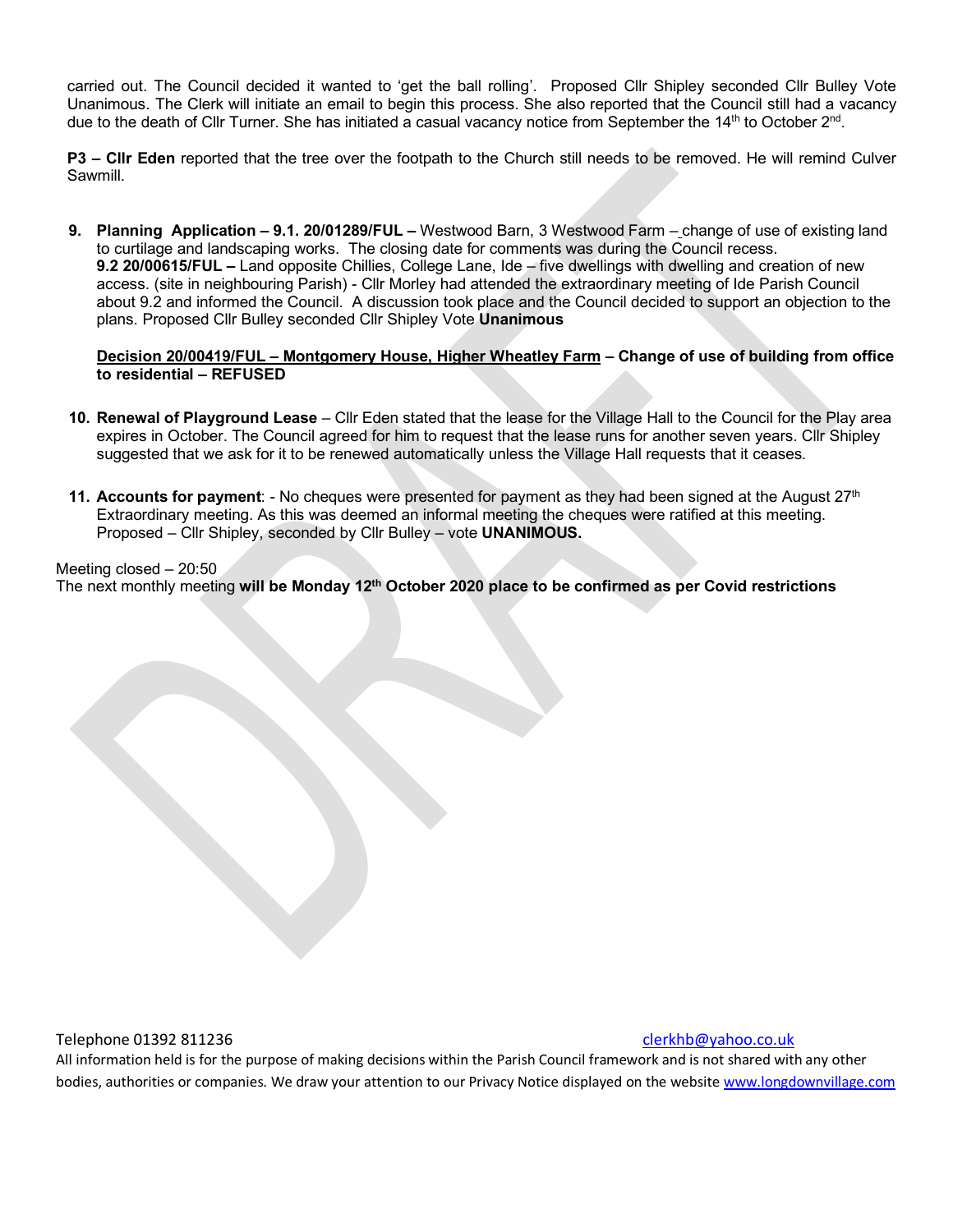carried out. The Council decided it wanted to 'get the ball rolling'. Proposed Cllr Shipley seconded Cllr Bulley Vote Unanimous. The Clerk will initiate an email to begin this process. She also reported that the Council still had a vacancy due to the death of Cllr Turner. She has initiated a casual vacancy notice from September the 14th to October 2nd.

**P3 – Cllr Eden** reported that the tree over the footpath to the Church still needs to be removed. He will remind Culver Sawmill.

9. **Planning Application – 9.1. 20/01289/FUL –** Westwood Barn, 3 Westwood Farm – change of use of existing land to curtilage and landscaping works. The closing date for comments was during the Council recess.
   **9.2 20/00615/FUL –** Land opposite Chillies, College Lane, Ide – five dwellings with dwelling and creation of new access. (site in neighbouring Parish) - Cllr Morley had attended the extraordinary meeting of Ide Parish Council about 9.2 and informed the Council. A discussion took place and the Council decided to support an objection to the plans. Proposed Cllr Bulley seconded Cllr Shipley Vote **Unanimous**

   **<u>Decision 20/00419/FUL – Montgomery House, Higher Wheatley Farm</u> – Change of use of building from office to residential – REFUSED**

10. **Renewal of Playground Lease** – Cllr Eden stated that the lease for the Village Hall to the Council for the Play area expires in October. The Council agreed for him to request that the lease runs for another seven years. Cllr Shipley suggested that we ask for it to be renewed automatically unless the Village Hall requests that it ceases.

11. **Accounts for payment**: - No cheques were presented for payment as they had been signed at the August 27th Extraordinary meeting. As this was deemed an informal meeting the cheques were ratified at this meeting. Proposed – Cllr Shipley, seconded by Cllr Bulley – vote **UNANIMOUS.**

Meeting closed – 20:50
The next monthly meeting **will be Monday 12th October 2020 place to be confirmed as per Covid restrictions**

Telephone 01392 811236 clerkhb@yahoo.co.uk
All information held is for the purpose of making decisions within the Parish Council framework and is not shared with any other bodies, authorities or companies. We draw your attention to our Privacy Notice displayed on the website www.longdownvillage.com